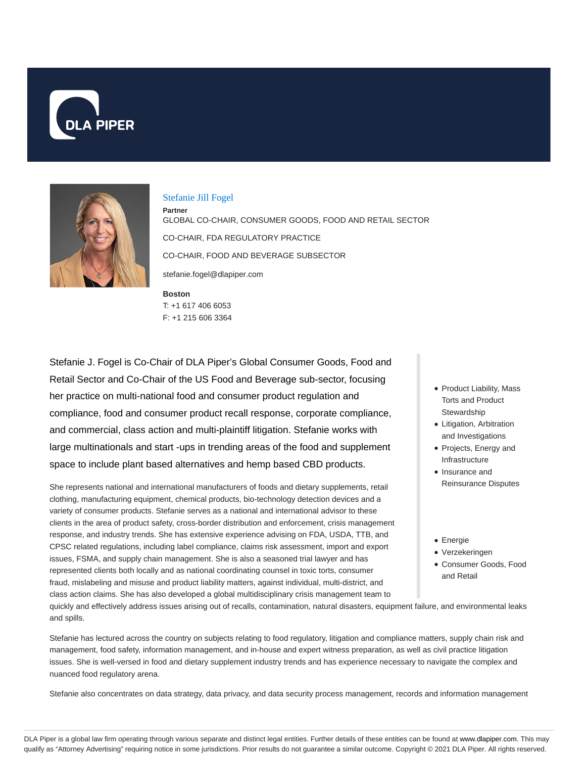# Stefanie Jill Fogel

**Partner**

GLOBAL CO-CHAIR, CONSUMER GOODS, FOOD AND RETAIL SECTOR

CO-CHAIR, FDA REGULATORY PRACTICE

CO-CHAIR, FOOD AND BEVERAGE SUBSECTOR

stefanie.fogel@dlapiper.com

**Boston**

T: +1 617 406 6053

F: +1 215 606 3364

Stefanie J. Fogel is Co-Chair of DLA Piper's Global Consumer Goods, Food and Retail Sector and Co-Chair of the US Food and Beverage sub-sector, focusing her practice on multi-national food and consumer product regulation and compliance, food and consumer product recall response, corporate compliance, and commercial, class action and multi-plaintiff litigation. Stefanie works with large multinationals and start -ups in trending areas of the food and supplement space to include plant based alternatives and hemp based CBD products.

She represents national and international manufacturers of foods and dietary supplements, retail clothing, manufacturing equipment, chemical products, bio-technology detection devices and a variety of consumer products. Stefanie serves as a national and international advisor to these clients in the area of product safety, cross-border distribution and enforcement, crisis management response, and industry trends. She has extensive experience advising on FDA, USDA, TTB, and CPSC related regulations, including label compliance, claims risk assessment, import and export issues, FSMA, and supply chain management. She is also a seasoned trial lawyer and has represented clients both locally and as national coordinating counsel in toxic torts, consumer fraud, mislabeling and misuse and product liability matters, against individual, multi-district, and class action claims. She has also developed a global multidisciplinary crisis management team to quickly and effectively address issues arising out of recalls, contamination, natural disasters, equipment failure, and environmental leaks and spills.

Stefanie has lectured across the country on subjects relating to food regulatory, litigation and compliance matters, supply chain risk and management, food safety, information management, and in-house and expert witness preparation, as well as civil practice litigation issues. She is well-versed in food and dietary supplement industry trends and has experience necessary to navigate the complex and nuanced food regulatory arena.

Stefanie also concentrates on data strategy, data privacy, and data security process management, records and information management

- Product Liability, Mass Torts and Product Stewardship
- Litigation, Arbitration and Investigations
- Projects, Energy and Infrastructure
- Insurance and Reinsurance Disputes

- Energie
- Verzekeringen
- Consumer Goods, Food and Retail

DLA Piper is a global law firm operating through various separate and distinct legal entities. Further details of these entities can be found at www.dlapiper.com. This may qualify as "Attorney Advertising" requiring notice in some jurisdictions. Prior results do not guarantee a similar outcome. Copyright © 2021 DLA Piper. All rights reserved.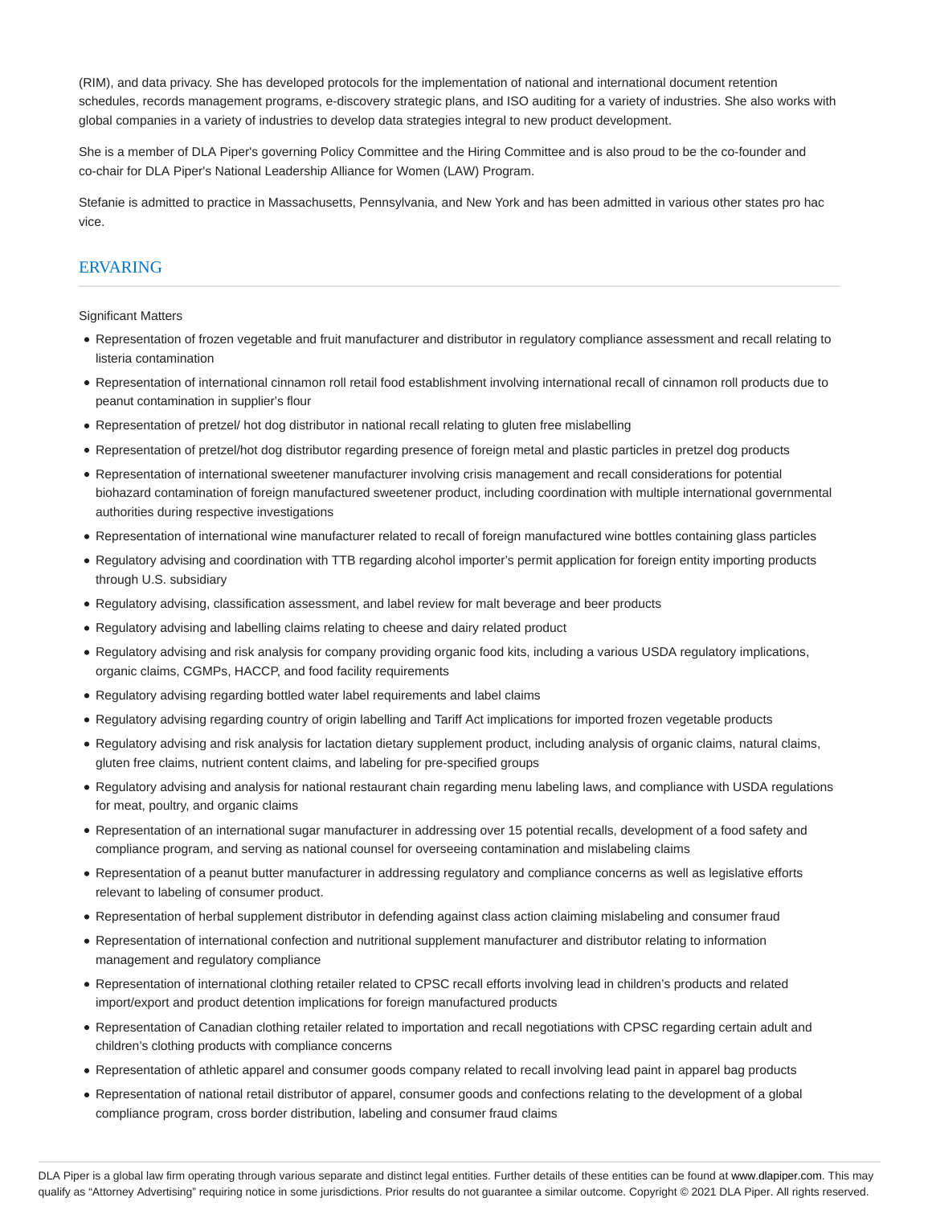(RIM), and data privacy. She has developed protocols for the implementation of national and international document retention schedules, records management programs, e-discovery strategic plans, and ISO auditing for a variety of industries. She also works with global companies in a variety of industries to develop data strategies integral to new product development.

She is a member of DLA Piper's governing Policy Committee and the Hiring Committee and is also proud to be the co-founder and co-chair for DLA Piper's National Leadership Alliance for Women (LAW) Program.

Stefanie is admitted to practice in Massachusetts, Pennsylvania, and New York and has been admitted in various other states pro hac vice.

## ERVARING

Significant Matters

- Representation of frozen vegetable and fruit manufacturer and distributor in regulatory compliance assessment and recall relating to listeria contamination
- Representation of international cinnamon roll retail food establishment involving international recall of cinnamon roll products due to peanut contamination in supplier's flour
- Representation of pretzel/ hot dog distributor in national recall relating to gluten free mislabelling
- Representation of pretzel/hot dog distributor regarding presence of foreign metal and plastic particles in pretzel dog products
- Representation of international sweetener manufacturer involving crisis management and recall considerations for potential biohazard contamination of foreign manufactured sweetener product, including coordination with multiple international governmental authorities during respective investigations
- Representation of international wine manufacturer related to recall of foreign manufactured wine bottles containing glass particles
- Regulatory advising and coordination with TTB regarding alcohol importer's permit application for foreign entity importing products through U.S. subsidiary
- Regulatory advising, classification assessment, and label review for malt beverage and beer products
- Regulatory advising and labelling claims relating to cheese and dairy related product
- Regulatory advising and risk analysis for company providing organic food kits, including a various USDA regulatory implications, organic claims, CGMPs, HACCP, and food facility requirements
- Regulatory advising regarding bottled water label requirements and label claims
- Regulatory advising regarding country of origin labelling and Tariff Act implications for imported frozen vegetable products
- Regulatory advising and risk analysis for lactation dietary supplement product, including analysis of organic claims, natural claims, gluten free claims, nutrient content claims, and labeling for pre-specified groups
- Regulatory advising and analysis for national restaurant chain regarding menu labeling laws, and compliance with USDA regulations for meat, poultry, and organic claims
- Representation of an international sugar manufacturer in addressing over 15 potential recalls, development of a food safety and compliance program, and serving as national counsel for overseeing contamination and mislabeling claims
- Representation of a peanut butter manufacturer in addressing regulatory and compliance concerns as well as legislative efforts relevant to labeling of consumer product.
- Representation of herbal supplement distributor in defending against class action claiming mislabeling and consumer fraud
- Representation of international confection and nutritional supplement manufacturer and distributor relating to information management and regulatory compliance
- Representation of international clothing retailer related to CPSC recall efforts involving lead in children's products and related import/export and product detention implications for foreign manufactured products
- Representation of Canadian clothing retailer related to importation and recall negotiations with CPSC regarding certain adult and children's clothing products with compliance concerns
- Representation of athletic apparel and consumer goods company related to recall involving lead paint in apparel bag products
- Representation of national retail distributor of apparel, consumer goods and confections relating to the development of a global compliance program, cross border distribution, labeling and consumer fraud claims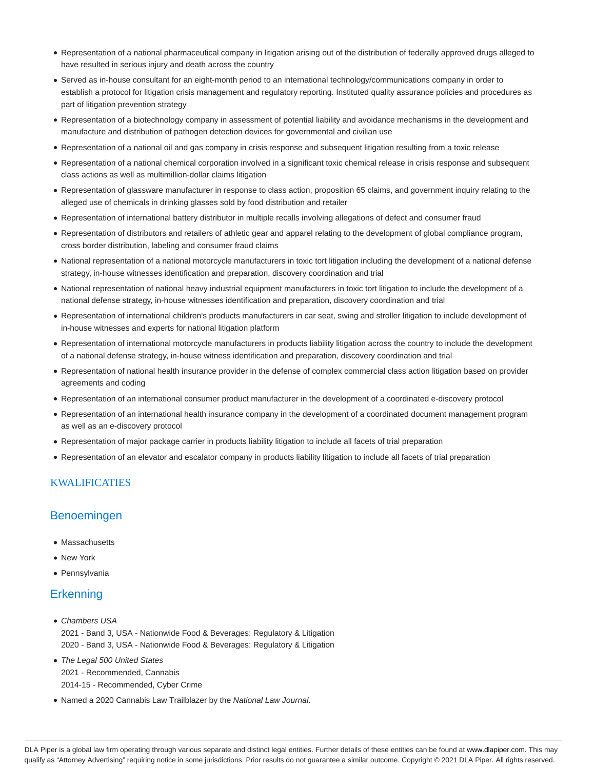- Representation of a national pharmaceutical company in litigation arising out of the distribution of federally approved drugs alleged to have resulted in serious injury and death across the country
- Served as in-house consultant for an eight-month period to an international technology/communications company in order to establish a protocol for litigation crisis management and regulatory reporting. Instituted quality assurance policies and procedures as part of litigation prevention strategy
- Representation of a biotechnology company in assessment of potential liability and avoidance mechanisms in the development and manufacture and distribution of pathogen detection devices for governmental and civilian use
- Representation of a national oil and gas company in crisis response and subsequent litigation resulting from a toxic release
- Representation of a national chemical corporation involved in a significant toxic chemical release in crisis response and subsequent class actions as well as multimillion-dollar claims litigation
- Representation of glassware manufacturer in response to class action, proposition 65 claims, and government inquiry relating to the alleged use of chemicals in drinking glasses sold by food distribution and retailer
- Representation of international battery distributor in multiple recalls involving allegations of defect and consumer fraud
- Representation of distributors and retailers of athletic gear and apparel relating to the development of global compliance program, cross border distribution, labeling and consumer fraud claims
- National representation of a national motorcycle manufacturers in toxic tort litigation including the development of a national defense strategy, in-house witnesses identification and preparation, discovery coordination and trial
- National representation of national heavy industrial equipment manufacturers in toxic tort litigation to include the development of a national defense strategy, in-house witnesses identification and preparation, discovery coordination and trial
- Representation of international children's products manufacturers in car seat, swing and stroller litigation to include development of in-house witnesses and experts for national litigation platform
- Representation of international motorcycle manufacturers in products liability litigation across the country to include the development of a national defense strategy, in-house witness identification and preparation, discovery coordination and trial
- Representation of national health insurance provider in the defense of complex commercial class action litigation based on provider agreements and coding
- Representation of an international consumer product manufacturer in the development of a coordinated e-discovery protocol
- Representation of an international health insurance company in the development of a coordinated document management program as well as an e-discovery protocol
- Representation of major package carrier in products liability litigation to include all facets of trial preparation
- Representation of an elevator and escalator company in products liability litigation to include all facets of trial preparation

## KWALIFICATIES

### Benoemingen

- Massachusetts
- New York
- Pennsylvania

### Erkenning

- *Chambers USA*
  2021 - Band 3, USA - Nationwide Food & Beverages: Regulatory & Litigation
  2020 - Band 3, USA - Nationwide Food & Beverages: Regulatory & Litigation
- *The Legal 500 United States*
  2021 - Recommended, Cannabis
  2014-15 - Recommended, Cyber Crime
- Named a 2020 Cannabis Law Trailblazer by the *National Law Journal*.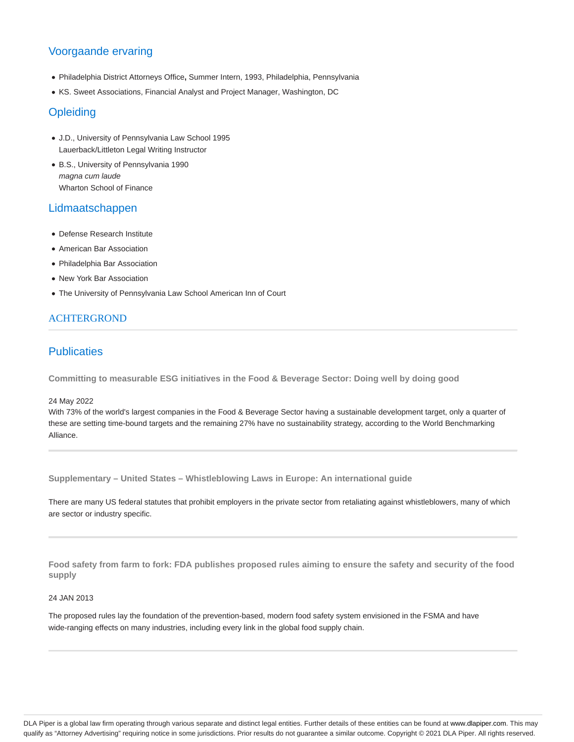## Voorgaande ervaring

- Philadelphia District Attorneys Office**,** Summer Intern, 1993, Philadelphia, Pennsylvania
- KS. Sweet Associations, Financial Analyst and Project Manager, Washington, DC

## Opleiding

- J.D., University of Pennsylvania Law School 1995
  Lauerback/Littleton Legal Writing Instructor
- B.S., University of Pennsylvania 1990
  *magna cum laude*
  Wharton School of Finance

## Lidmaatschappen

- Defense Research Institute
- American Bar Association
- Philadelphia Bar Association
- New York Bar Association
- The University of Pennsylvania Law School American Inn of Court

## ACHTERGROND

## Publicaties

### Committing to measurable ESG initiatives in the Food & Beverage Sector: Doing well by doing good

24 May 2022
With 73% of the world's largest companies in the Food & Beverage Sector having a sustainable development target, only a quarter of these are setting time-bound targets and the remaining 27% have no sustainability strategy, according to the World Benchmarking Alliance.

---

### Supplementary – United States – Whistleblowing Laws in Europe: An international guide

There are many US federal statutes that prohibit employers in the private sector from retaliating against whistleblowers, many of which are sector or industry specific.

---

### Food safety from farm to fork: FDA publishes proposed rules aiming to ensure the safety and security of the food supply

24 JAN 2013

The proposed rules lay the foundation of the prevention-based, modern food safety system envisioned in the FSMA and have wide-ranging effects on many industries, including every link in the global food supply chain.

---

DLA Piper is a global law firm operating through various separate and distinct legal entities. Further details of these entities can be found at www.dlapiper.com. This may qualify as "Attorney Advertising" requiring notice in some jurisdictions. Prior results do not guarantee a similar outcome. Copyright © 2021 DLA Piper. All rights reserved.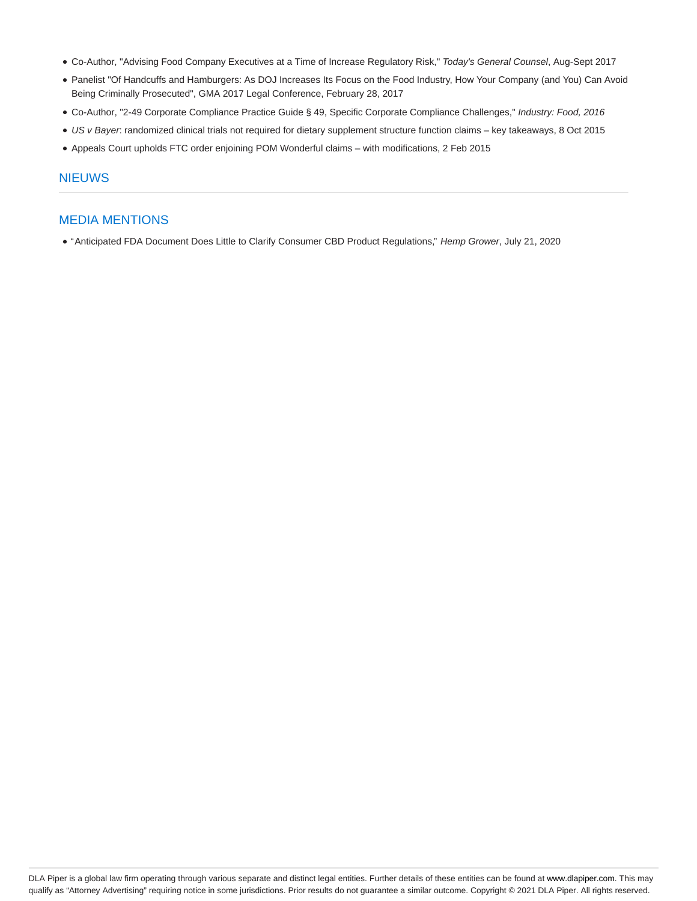- Co-Author, "Advising Food Company Executives at a Time of Increase Regulatory Risk," *Today's General Counsel*, Aug-Sept 2017
- Panelist "Of Handcuffs and Hamburgers: As DOJ Increases Its Focus on the Food Industry, How Your Company (and You) Can Avoid Being Criminally Prosecuted", GMA 2017 Legal Conference, February 28, 2017
- Co-Author, "2-49 Corporate Compliance Practice Guide § 49, Specific Corporate Compliance Challenges," *Industry: Food, 2016*
- *US v Bayer*: randomized clinical trials not required for dietary supplement structure function claims – key takeaways, 8 Oct 2015
- Appeals Court upholds FTC order enjoining POM Wonderful claims – with modifications, 2 Feb 2015

## NIEUWS

## MEDIA MENTIONS

- "Anticipated FDA Document Does Little to Clarify Consumer CBD Product Regulations," *Hemp Grower*, July 21, 2020

DLA Piper is a global law firm operating through various separate and distinct legal entities. Further details of these entities can be found at www.dlapiper.com. This may qualify as "Attorney Advertising" requiring notice in some jurisdictions. Prior results do not guarantee a similar outcome. Copyright © 2021 DLA Piper. All rights reserved.